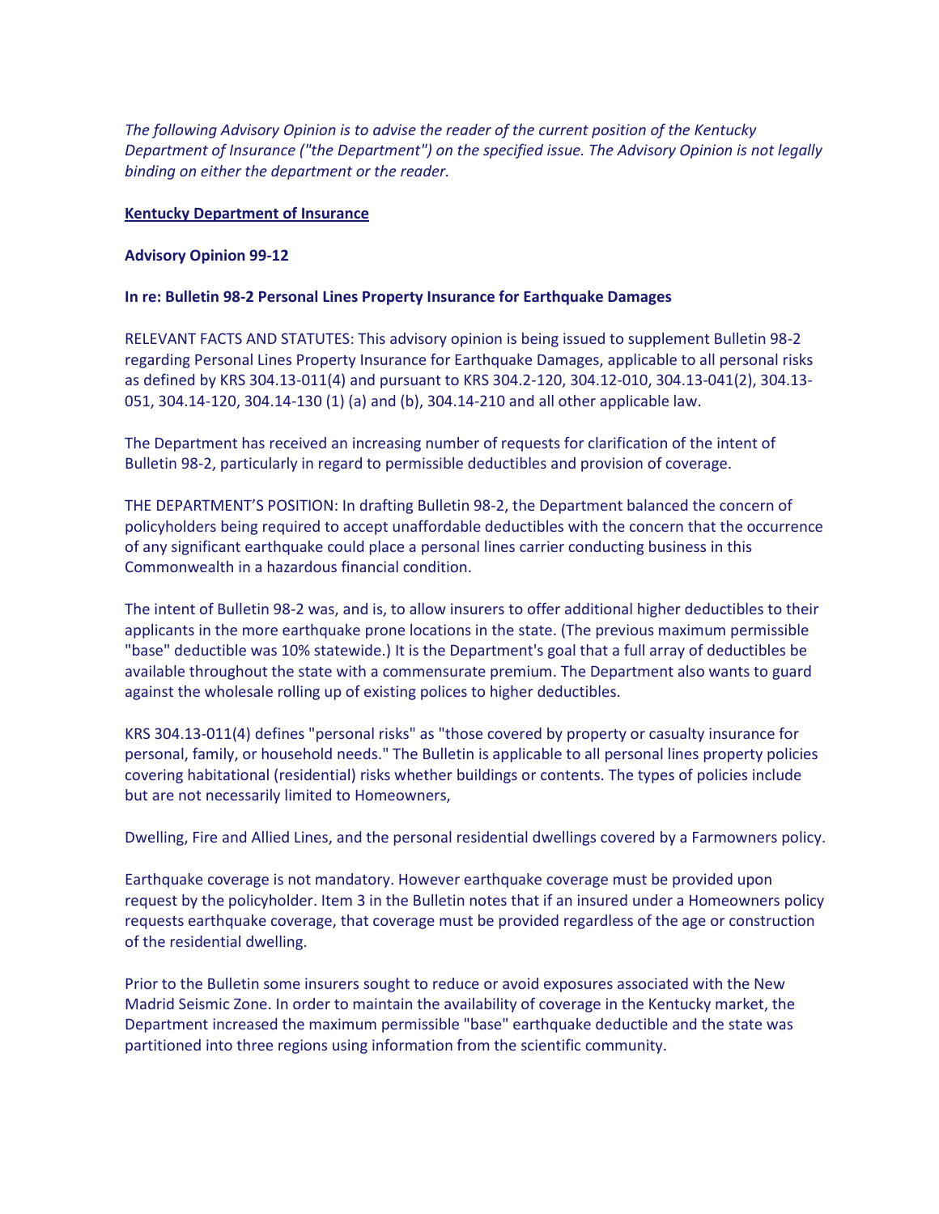*The following Advisory Opinion is to advise the reader of the current position of the Kentucky Department of Insurance ("the Department") on the specified issue. The Advisory Opinion is not legally binding on either the department or the reader.*

**Kentucky Department of Insurance**

**Advisory Opinion 99-12**

**In re: Bulletin 98-2 Personal Lines Property Insurance for Earthquake Damages**

RELEVANT FACTS AND STATUTES: This advisory opinion is being issued to supplement Bulletin 98-2 regarding Personal Lines Property Insurance for Earthquake Damages, applicable to all personal risks as defined by KRS 304.13-011(4) and pursuant to KRS 304.2-120, 304.12-010, 304.13-041(2), 304.13-051, 304.14-120, 304.14-130 (1) (a) and (b), 304.14-210 and all other applicable law.

The Department has received an increasing number of requests for clarification of the intent of Bulletin 98-2, particularly in regard to permissible deductibles and provision of coverage.

THE DEPARTMENT'S POSITION: In drafting Bulletin 98-2, the Department balanced the concern of policyholders being required to accept unaffordable deductibles with the concern that the occurrence of any significant earthquake could place a personal lines carrier conducting business in this Commonwealth in a hazardous financial condition.

The intent of Bulletin 98-2 was, and is, to allow insurers to offer additional higher deductibles to their applicants in the more earthquake prone locations in the state. (The previous maximum permissible "base" deductible was 10% statewide.) It is the Department's goal that a full array of deductibles be available throughout the state with a commensurate premium. The Department also wants to guard against the wholesale rolling up of existing polices to higher deductibles.

KRS 304.13-011(4) defines "personal risks" as "those covered by property or casualty insurance for personal, family, or household needs." The Bulletin is applicable to all personal lines property policies covering habitational (residential) risks whether buildings or contents. The types of policies include but are not necessarily limited to Homeowners,

Dwelling, Fire and Allied Lines, and the personal residential dwellings covered by a Farmowners policy.

Earthquake coverage is not mandatory. However earthquake coverage must be provided upon request by the policyholder. Item 3 in the Bulletin notes that if an insured under a Homeowners policy requests earthquake coverage, that coverage must be provided regardless of the age or construction of the residential dwelling.

Prior to the Bulletin some insurers sought to reduce or avoid exposures associated with the New Madrid Seismic Zone. In order to maintain the availability of coverage in the Kentucky market, the Department increased the maximum permissible "base" earthquake deductible and the state was partitioned into three regions using information from the scientific community.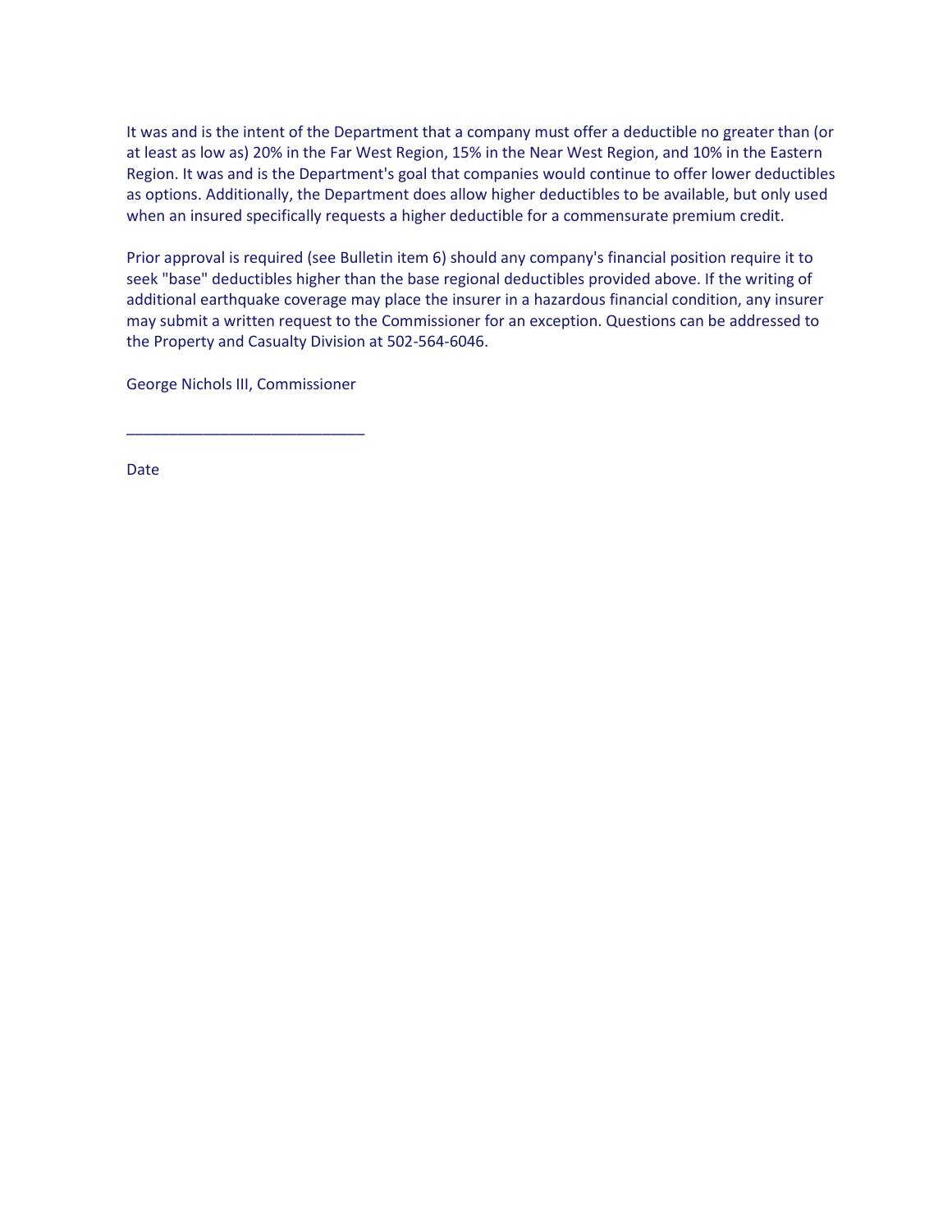It was and is the intent of the Department that a company must offer a deductible no greater than (or at least as low as) 20% in the Far West Region, 15% in the Near West Region, and 10% in the Eastern Region. It was and is the Department's goal that companies would continue to offer lower deductibles as options. Additionally, the Department does allow higher deductibles to be available, but only used when an insured specifically requests a higher deductible for a commensurate premium credit.

Prior approval is required (see Bulletin item 6) should any company's financial position require it to seek "base" deductibles higher than the base regional deductibles provided above. If the writing of additional earthquake coverage may place the insurer in a hazardous financial condition, any insurer may submit a written request to the Commissioner for an exception. Questions can be addressed to the Property and Casualty Division at 502-564-6046.

George Nichols III, Commissioner

___________________________

Date